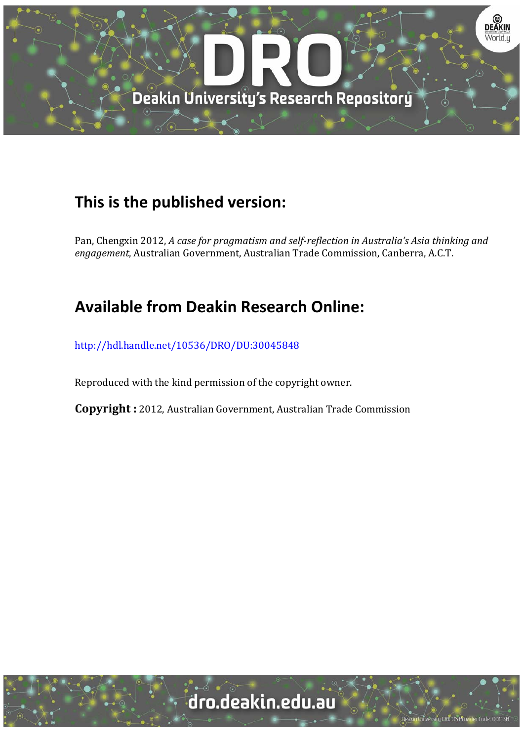## This is the published version:

Pan, Chengxin 2012, *A case for pragmatism and self-reflection in Australia's Asia thinking and engagement*, Australian Government, Australian Trade Commission, Canberra, A.C.T.

## Available from Deakin Research Online:

http://hdl.handle.net/10536/DRO/DU:30045848

Reproduced with the kind permission of the copyright owner.

**Copyright :** 2012, Australian Government, Australian Trade Commission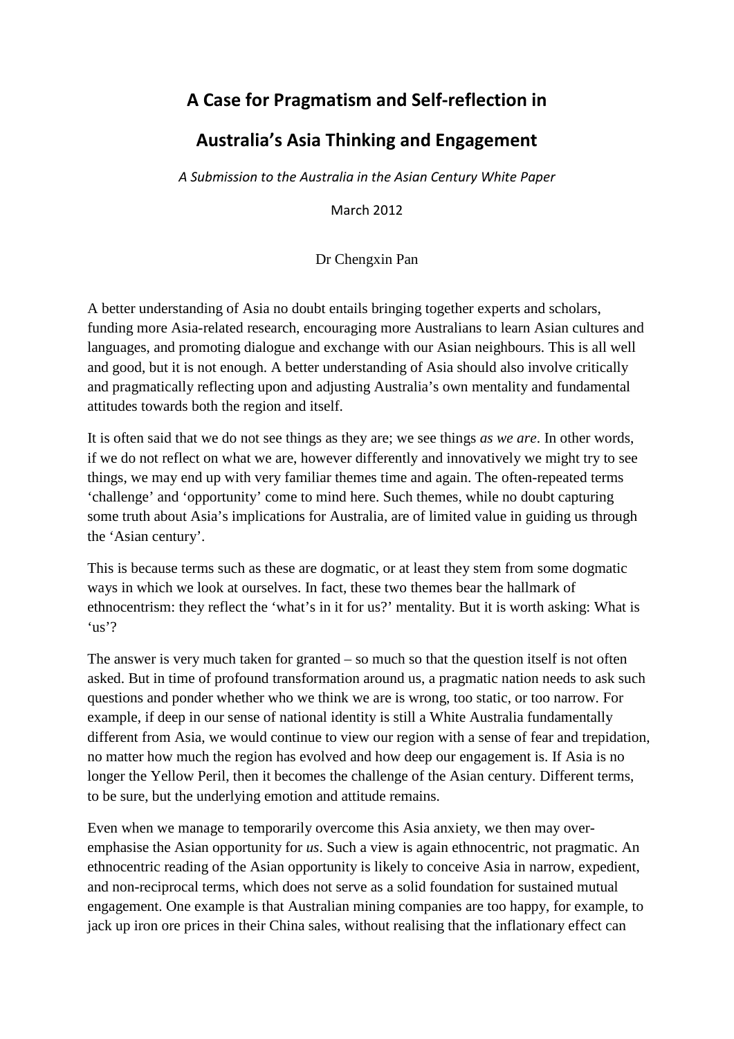# A Case for Pragmatism and Self-reflection in Australia's Asia Thinking and Engagement

*A Submission to the Australia in the Asian Century White Paper*

March 2012

Dr Chengxin Pan

A better understanding of Asia no doubt entails bringing together experts and scholars, funding more Asia-related research, encouraging more Australians to learn Asian cultures and languages, and promoting dialogue and exchange with our Asian neighbours. This is all well and good, but it is not enough. A better understanding of Asia should also involve critically and pragmatically reflecting upon and adjusting Australia's own mentality and fundamental attitudes towards both the region and itself.

It is often said that we do not see things as they are; we see things *as we are*. In other words, if we do not reflect on what we are, however differently and innovatively we might try to see things, we may end up with very familiar themes time and again. The often-repeated terms 'challenge' and 'opportunity' come to mind here. Such themes, while no doubt capturing some truth about Asia's implications for Australia, are of limited value in guiding us through the 'Asian century'.

This is because terms such as these are dogmatic, or at least they stem from some dogmatic ways in which we look at ourselves. In fact, these two themes bear the hallmark of ethnocentrism: they reflect the 'what's in it for us?' mentality. But it is worth asking: What is 'us'?

The answer is very much taken for granted – so much so that the question itself is not often asked. But in time of profound transformation around us, a pragmatic nation needs to ask such questions and ponder whether who we think we are is wrong, too static, or too narrow. For example, if deep in our sense of national identity is still a White Australia fundamentally different from Asia, we would continue to view our region with a sense of fear and trepidation, no matter how much the region has evolved and how deep our engagement is. If Asia is no longer the Yellow Peril, then it becomes the challenge of the Asian century. Different terms, to be sure, but the underlying emotion and attitude remains.

Even when we manage to temporarily overcome this Asia anxiety, we then may over-emphasise the Asian opportunity for *us*. Such a view is again ethnocentric, not pragmatic. An ethnocentric reading of the Asian opportunity is likely to conceive Asia in narrow, expedient, and non-reciprocal terms, which does not serve as a solid foundation for sustained mutual engagement. One example is that Australian mining companies are too happy, for example, to jack up iron ore prices in their China sales, without realising that the inflationary effect can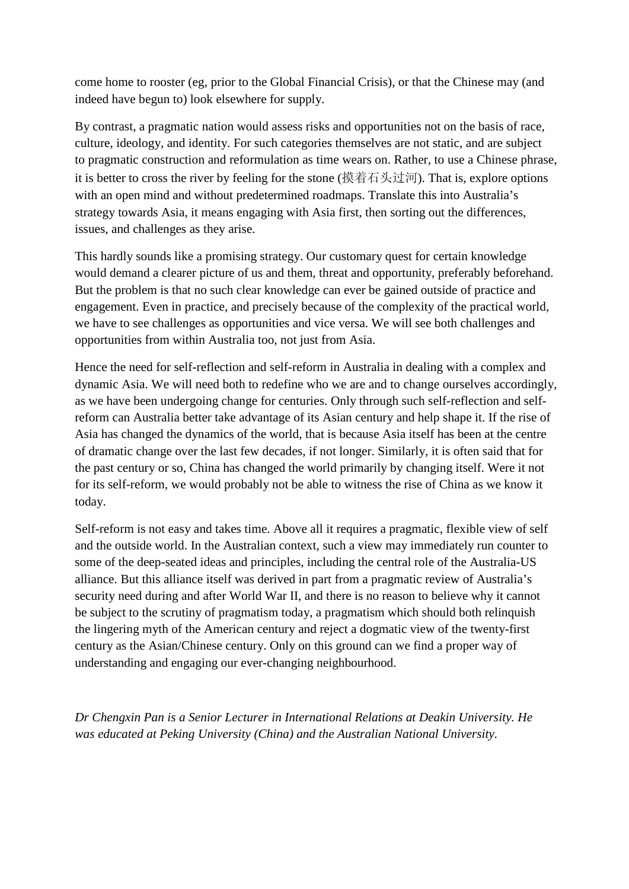come home to rooster (eg, prior to the Global Financial Crisis), or that the Chinese may (and indeed have begun to) look elsewhere for supply.

By contrast, a pragmatic nation would assess risks and opportunities not on the basis of race, culture, ideology, and identity. For such categories themselves are not static, and are subject to pragmatic construction and reformulation as time wears on. Rather, to use a Chinese phrase, it is better to cross the river by feeling for the stone (摸着石头过河). That is, explore options with an open mind and without predetermined roadmaps. Translate this into Australia's strategy towards Asia, it means engaging with Asia first, then sorting out the differences, issues, and challenges as they arise.

This hardly sounds like a promising strategy. Our customary quest for certain knowledge would demand a clearer picture of us and them, threat and opportunity, preferably beforehand. But the problem is that no such clear knowledge can ever be gained outside of practice and engagement. Even in practice, and precisely because of the complexity of the practical world, we have to see challenges as opportunities and vice versa. We will see both challenges and opportunities from within Australia too, not just from Asia.

Hence the need for self-reflection and self-reform in Australia in dealing with a complex and dynamic Asia. We will need both to redefine who we are and to change ourselves accordingly, as we have been undergoing change for centuries. Only through such self-reflection and self-reform can Australia better take advantage of its Asian century and help shape it. If the rise of Asia has changed the dynamics of the world, that is because Asia itself has been at the centre of dramatic change over the last few decades, if not longer. Similarly, it is often said that for the past century or so, China has changed the world primarily by changing itself. Were it not for its self-reform, we would probably not be able to witness the rise of China as we know it today.

Self-reform is not easy and takes time. Above all it requires a pragmatic, flexible view of self and the outside world. In the Australian context, such a view may immediately run counter to some of the deep-seated ideas and principles, including the central role of the Australia-US alliance. But this alliance itself was derived in part from a pragmatic review of Australia's security need during and after World War II, and there is no reason to believe why it cannot be subject to the scrutiny of pragmatism today, a pragmatism which should both relinquish the lingering myth of the American century and reject a dogmatic view of the twenty-first century as the Asian/Chinese century. Only on this ground can we find a proper way of understanding and engaging our ever-changing neighbourhood.

*Dr Chengxin Pan is a Senior Lecturer in International Relations at Deakin University. He was educated at Peking University (China) and the Australian National University.*